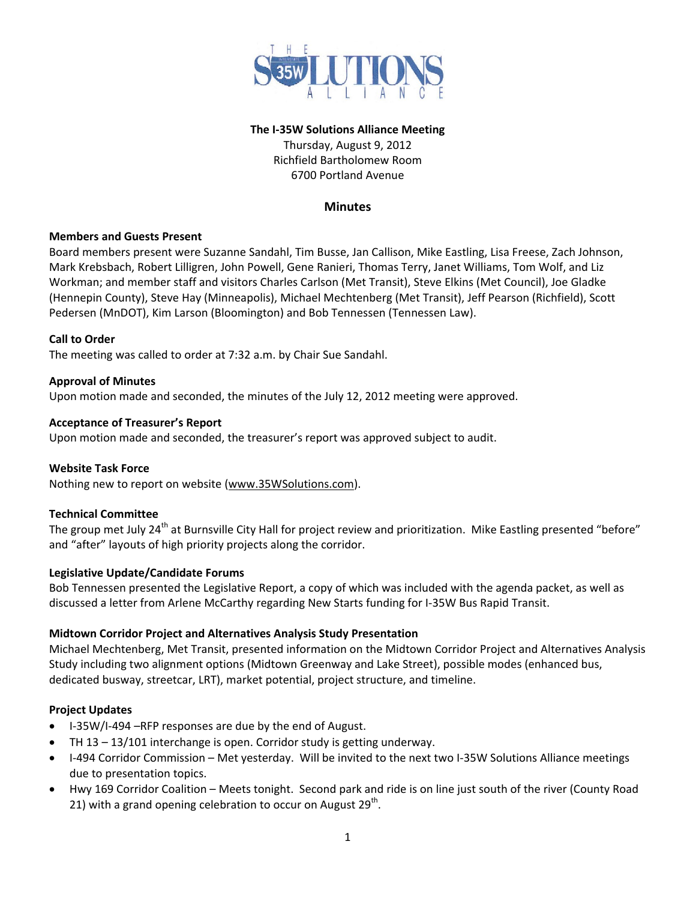THE I-35W SOLUTIONS ALLIANCE

**The I-35W Solutions Alliance Meeting**
Thursday, August 9, 2012
Richfield Bartholomew Room
6700 Portland Avenue

## Minutes

**Members and Guests Present**
Board members present were Suzanne Sandahl, Tim Busse, Jan Callison, Mike Eastling, Lisa Freese, Zach Johnson, Mark Krebsbach, Robert Lilligren, John Powell, Gene Ranieri, Thomas Terry, Janet Williams, Tom Wolf, and Liz Workman; and member staff and visitors Charles Carlson (Met Transit), Steve Elkins (Met Council), Joe Gladke (Hennepin County), Steve Hay (Minneapolis), Michael Mechtenberg (Met Transit), Jeff Pearson (Richfield), Scott Pedersen (MnDOT), Kim Larson (Bloomington) and Bob Tennessen (Tennessen Law).

**Call to Order**
The meeting was called to order at 7:32 a.m. by Chair Sue Sandahl.

**Approval of Minutes**
Upon motion made and seconded, the minutes of the July 12, 2012 meeting were approved.

**Acceptance of Treasurer's Report**
Upon motion made and seconded, the treasurer's report was approved subject to audit.

**Website Task Force**
Nothing new to report on website (www.35WSolutions.com).

**Technical Committee**
The group met July 24th at Burnsville City Hall for project review and prioritization. Mike Eastling presented "before" and "after" layouts of high priority projects along the corridor.

**Legislative Update/Candidate Forums**
Bob Tennessen presented the Legislative Report, a copy of which was included with the agenda packet, as well as discussed a letter from Arlene McCarthy regarding New Starts funding for I-35W Bus Rapid Transit.

**Midtown Corridor Project and Alternatives Analysis Study Presentation**
Michael Mechtenberg, Met Transit, presented information on the Midtown Corridor Project and Alternatives Analysis Study including two alignment options (Midtown Greenway and Lake Street), possible modes (enhanced bus, dedicated busway, streetcar, LRT), market potential, project structure, and timeline.

**Project Updates**

- I-35W/I-494 –RFP responses are due by the end of August.
- TH 13 – 13/101 interchange is open. Corridor study is getting underway.
- I-494 Corridor Commission – Met yesterday. Will be invited to the next two I-35W Solutions Alliance meetings due to presentation topics.
- Hwy 169 Corridor Coalition – Meets tonight. Second park and ride is on line just south of the river (County Road 21) with a grand opening celebration to occur on August 29th.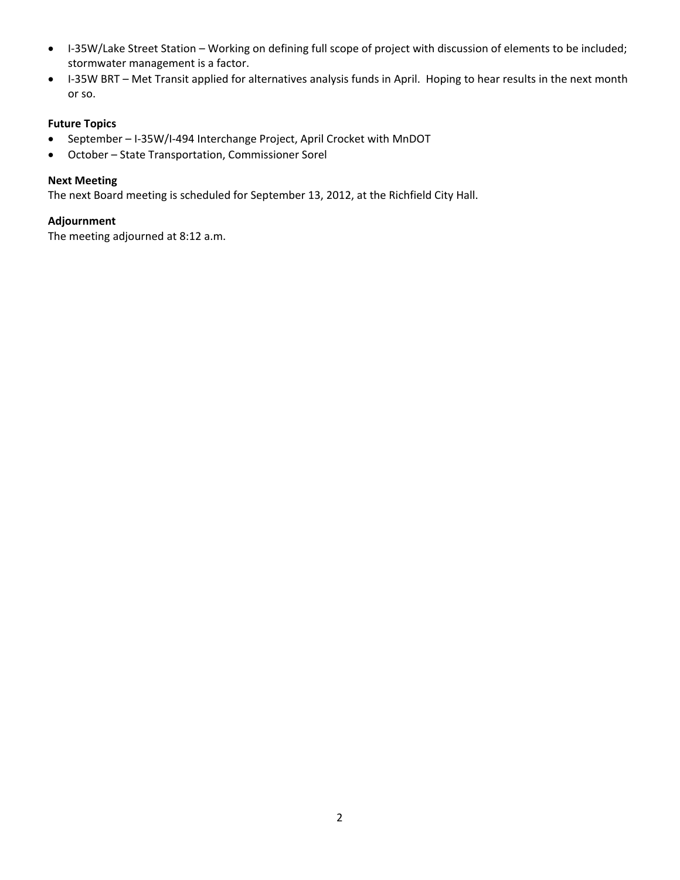- I-35W/Lake Street Station – Working on defining full scope of project with discussion of elements to be included; stormwater management is a factor.
- I-35W BRT – Met Transit applied for alternatives analysis funds in April.  Hoping to hear results in the next month or so.

**Future Topics**

- September – I-35W/I-494 Interchange Project, April Crocket with MnDOT
- October – State Transportation, Commissioner Sorel

**Next Meeting**

The next Board meeting is scheduled for September 13, 2012, at the Richfield City Hall.

**Adjournment**

The meeting adjourned at 8:12 a.m.